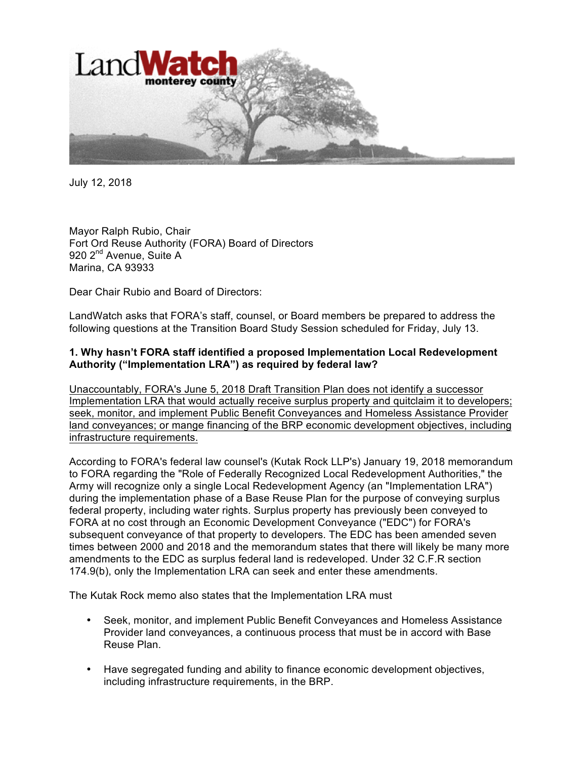LandWatch monterey county

July 12, 2018

Mayor Ralph Rubio, Chair
Fort Ord Reuse Authority (FORA) Board of Directors
920 2nd Avenue, Suite A
Marina, CA 93933

Dear Chair Rubio and Board of Directors:

LandWatch asks that FORA's staff, counsel, or Board members be prepared to address the following questions at the Transition Board Study Session scheduled for Friday, July 13.

**1. Why hasn't FORA staff identified a proposed Implementation Local Redevelopment Authority ("Implementation LRA") as required by federal law?**

<u>Unaccountably, FORA's June 5, 2018 Draft Transition Plan does not identify a successor Implementation LRA that would actually receive surplus property and quitclaim it to developers; seek, monitor, and implement Public Benefit Conveyances and Homeless Assistance Provider land conveyances; or mange financing of the BRP economic development objectives, including infrastructure requirements.</u>

According to FORA's federal law counsel's (Kutak Rock LLP's) January 19, 2018 memorandum to FORA regarding the "Role of Federally Recognized Local Redevelopment Authorities," the Army will recognize only a single Local Redevelopment Agency (an "Implementation LRA") during the implementation phase of a Base Reuse Plan for the purpose of conveying surplus federal property, including water rights. Surplus property has previously been conveyed to FORA at no cost through an Economic Development Conveyance ("EDC") for FORA's subsequent conveyance of that property to developers. The EDC has been amended seven times between 2000 and 2018 and the memorandum states that there will likely be many more amendments to the EDC as surplus federal land is redeveloped. Under 32 C.F.R section 174.9(b), only the Implementation LRA can seek and enter these amendments.

The Kutak Rock memo also states that the Implementation LRA must

- Seek, monitor, and implement Public Benefit Conveyances and Homeless Assistance Provider land conveyances, a continuous process that must be in accord with Base Reuse Plan.
- Have segregated funding and ability to finance economic development objectives, including infrastructure requirements, in the BRP.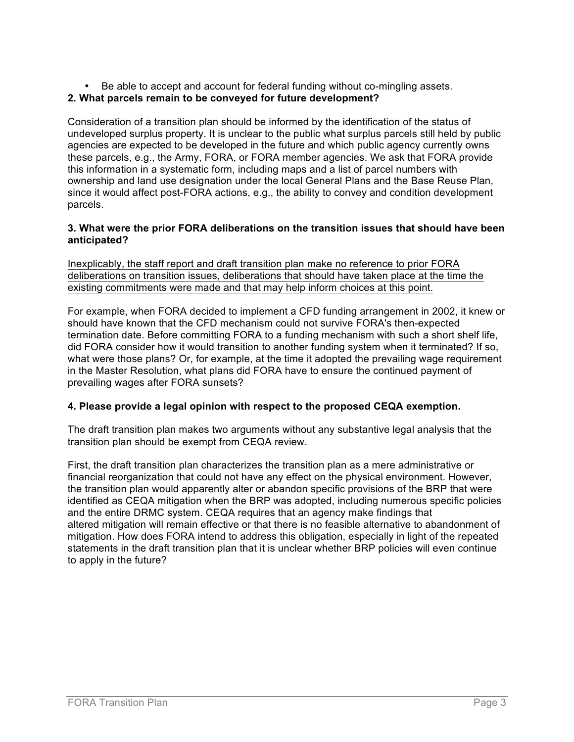- Be able to accept and account for federal funding without co-mingling assets.

**2. What parcels remain to be conveyed for future development?**

Consideration of a transition plan should be informed by the identification of the status of undeveloped surplus property. It is unclear to the public what surplus parcels still held by public agencies are expected to be developed in the future and which public agency currently owns these parcels, e.g., the Army, FORA, or FORA member agencies. We ask that FORA provide this information in a systematic form, including maps and a list of parcel numbers with ownership and land use designation under the local General Plans and the Base Reuse Plan, since it would affect post-FORA actions, e.g., the ability to convey and condition development parcels.

**3. What were the prior FORA deliberations on the transition issues that should have been anticipated?**

<u>Inexplicably, the staff report and draft transition plan make no reference to prior FORA deliberations on transition issues, deliberations that should have taken place at the time the existing commitments were made and that may help inform choices at this point.</u>

For example, when FORA decided to implement a CFD funding arrangement in 2002, it knew or should have known that the CFD mechanism could not survive FORA's then-expected termination date. Before committing FORA to a funding mechanism with such a short shelf life, did FORA consider how it would transition to another funding system when it terminated? If so, what were those plans? Or, for example, at the time it adopted the prevailing wage requirement in the Master Resolution, what plans did FORA have to ensure the continued payment of prevailing wages after FORA sunsets?

**4. Please provide a legal opinion with respect to the proposed CEQA exemption.**

The draft transition plan makes two arguments without any substantive legal analysis that the transition plan should be exempt from CEQA review.

First, the draft transition plan characterizes the transition plan as a mere administrative or financial reorganization that could not have any effect on the physical environment. However, the transition plan would apparently alter or abandon specific provisions of the BRP that were identified as CEQA mitigation when the BRP was adopted, including numerous specific policies and the entire DRMC system. CEQA requires that an agency make findings that altered mitigation will remain effective or that there is no feasible alternative to abandonment of mitigation. How does FORA intend to address this obligation, especially in light of the repeated statements in the draft transition plan that it is unclear whether BRP policies will even continue to apply in the future?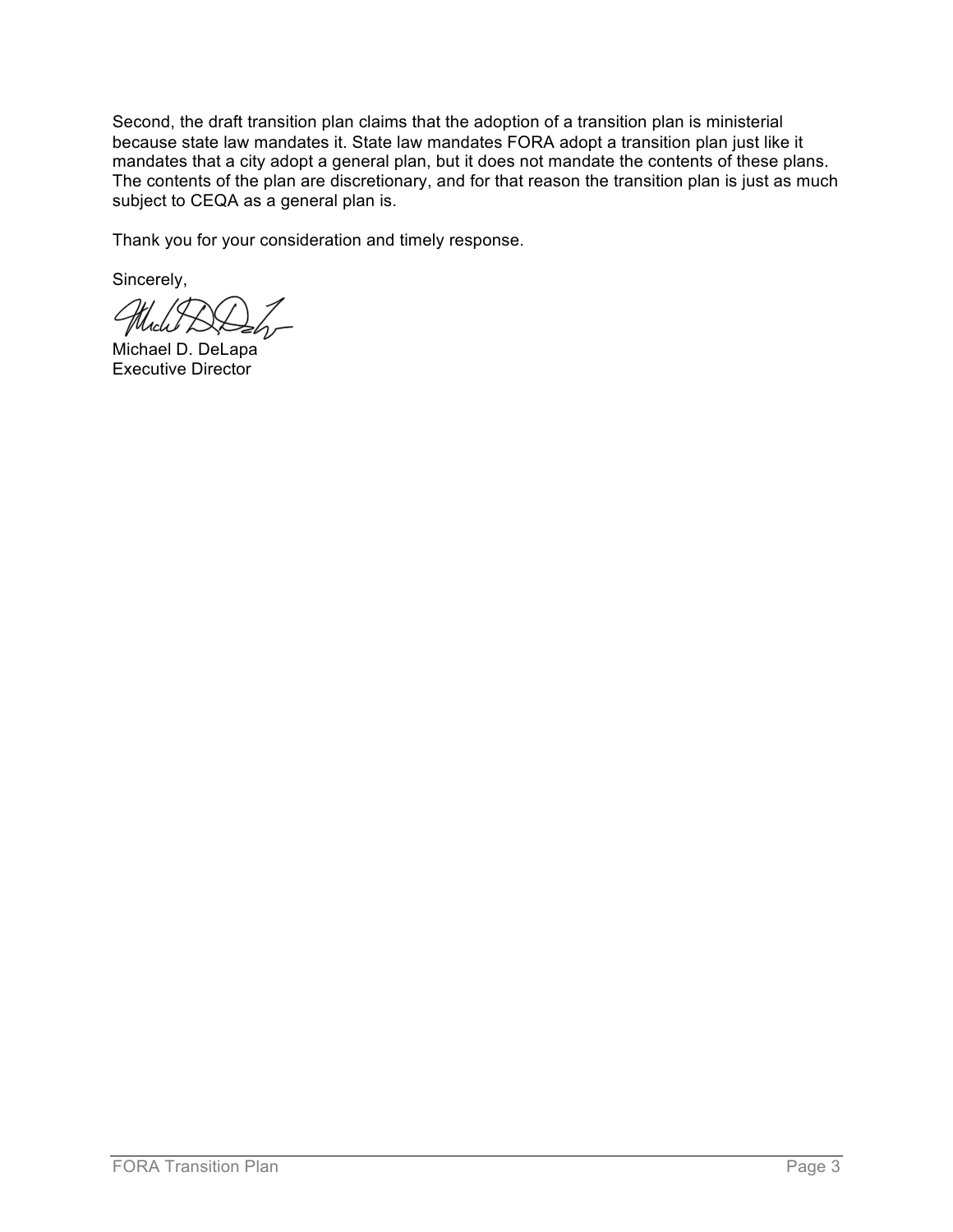Second, the draft transition plan claims that the adoption of a transition plan is ministerial because state law mandates it. State law mandates FORA adopt a transition plan just like it mandates that a city adopt a general plan, but it does not mandate the contents of these plans. The contents of the plan are discretionary, and for that reason the transition plan is just as much subject to CEQA as a general plan is.

Thank you for your consideration and timely response.

Sincerely,

Michael D. DeLapa
Executive Director